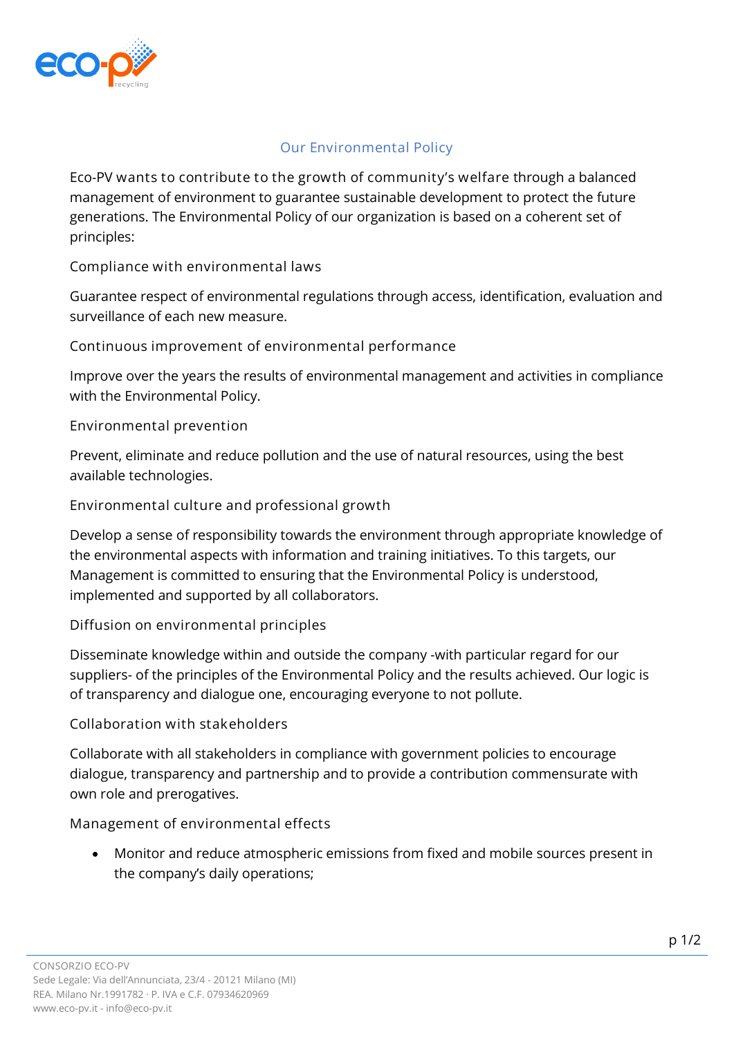# Our Environmental Policy

Eco-PV wants to contribute to the growth of community's welfare through a balanced management of environment to guarantee sustainable development to protect the future generations. The Environmental Policy of our organization is based on a coherent set of principles:

## Compliance with environmental laws

Guarantee respect of environmental regulations through access, identification, evaluation and surveillance of each new measure.

## Continuous improvement of environmental performance

Improve over the years the results of environmental management and activities in compliance with the Environmental Policy.

## Environmental prevention

Prevent, eliminate and reduce pollution and the use of natural resources, using the best available technologies.

## Environmental culture and professional growth

Develop a sense of responsibility towards the environment through appropriate knowledge of the environmental aspects with information and training initiatives. To this targets, our Management is committed to ensuring that the Environmental Policy is understood, implemented and supported by all collaborators.

## Diffusion on environmental principles

Disseminate knowledge within and outside the company -with particular regard for our suppliers- of the principles of the Environmental Policy and the results achieved. Our logic is of transparency and dialogue one, encouraging everyone to not pollute.

## Collaboration with stakeholders

Collaborate with all stakeholders in compliance with government policies to encourage dialogue, transparency and partnership and to provide a contribution commensurate with own role and prerogatives.

## Management of environmental effects

- Monitor and reduce atmospheric emissions from fixed and mobile sources present in the company's daily operations;

CONSORZIO ECO-PV
Sede Legale: Via dell'Annunciata, 23/4 - 20121 Milano (MI)
REA. Milano Nr.1991782 · P. IVA e C.F. 07934620969
www.eco-pv.it - info@eco-pv.it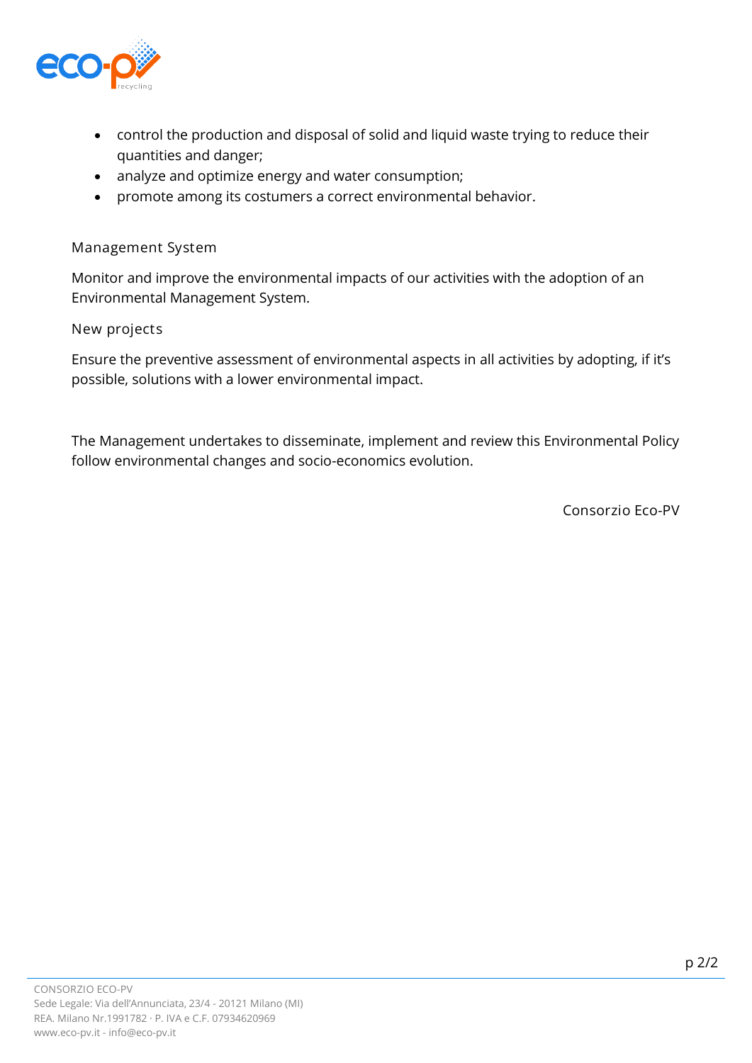- control the production and disposal of solid and liquid waste trying to reduce their quantities and danger;
- analyze and optimize energy and water consumption;
- promote among its costumers a correct environmental behavior.

### Management System

Monitor and improve the environmental impacts of our activities with the adoption of an Environmental Management System.

### New projects

Ensure the preventive assessment of environmental aspects in all activities by adopting, if it's possible, solutions with a lower environmental impact.

The Management undertakes to disseminate, implement and review this Environmental Policy follow environmental changes and socio-economics evolution.

Consorzio Eco-PV